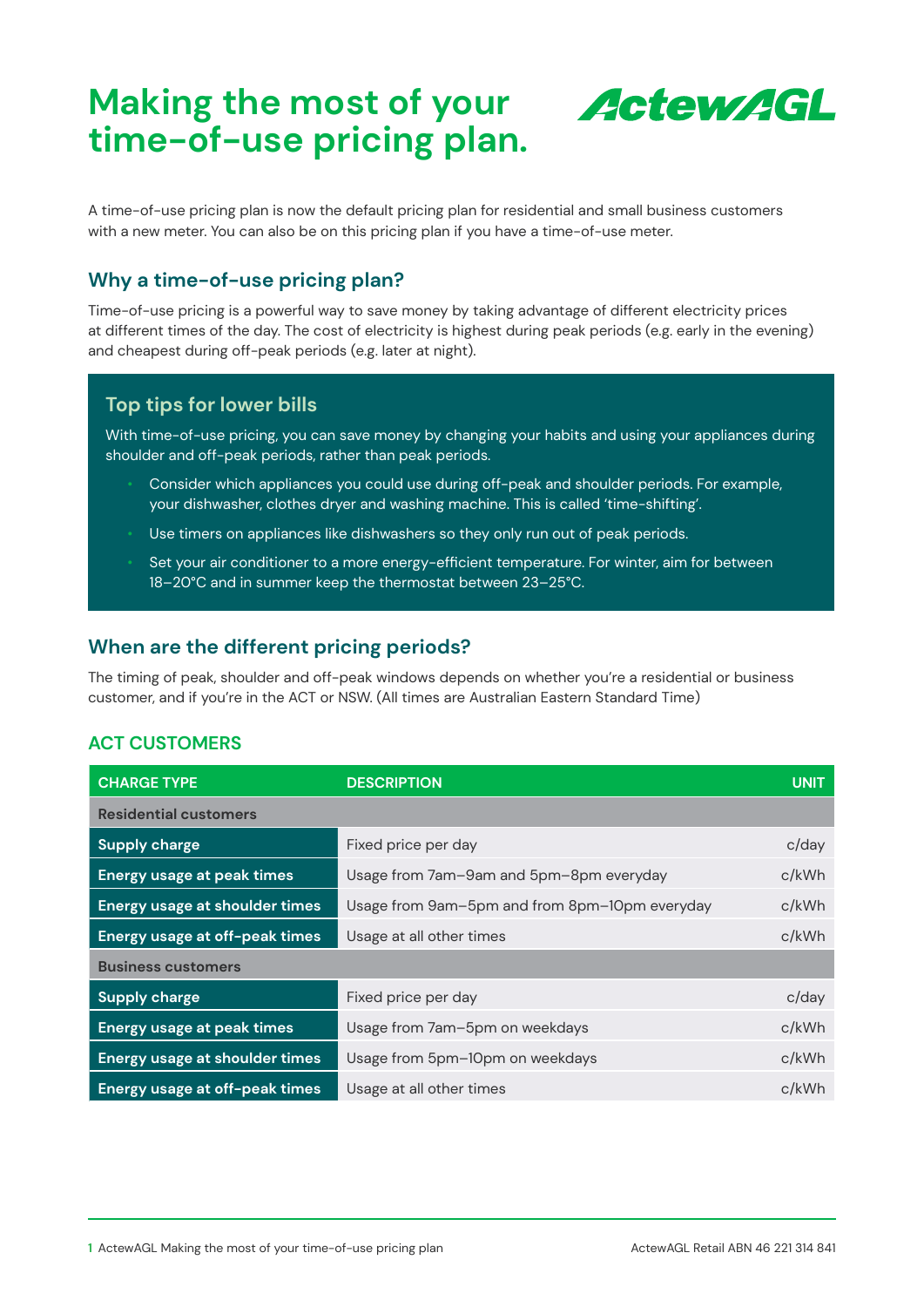# Making the most of your time-of-use pricing plan.

ActewAGL

A time-of-use pricing plan is now the default pricing plan for residential and small business customers with a new meter. You can also be on this pricing plan if you have a time-of-use meter.

## Why a time-of-use pricing plan?

Time-of-use pricing is a powerful way to save money by taking advantage of different electricity prices at different times of the day. The cost of electricity is highest during peak periods (e.g. early in the evening) and cheapest during off-peak periods (e.g. later at night).

### Top tips for lower bills

With time-of-use pricing, you can save money by changing your habits and using your appliances during shoulder and off-peak periods, rather than peak periods.

- Consider which appliances you could use during off-peak and shoulder periods. For example, your dishwasher, clothes dryer and washing machine. This is called 'time-shifting'.
- Use timers on appliances like dishwashers so they only run out of peak periods.
- Set your air conditioner to a more energy-efficient temperature. For winter, aim for between 18–20°C and in summer keep the thermostat between 23–25°C.

## When are the different pricing periods?

The timing of peak, shoulder and off-peak windows depends on whether you're a residential or business customer, and if you're in the ACT or NSW. (All times are Australian Eastern Standard Time)

### ACT CUSTOMERS

| CHARGE TYPE | DESCRIPTION | UNIT |
|---|---|---|
| **Residential customers** | | |
| **Supply charge** | Fixed price per day | c/day |
| **Energy usage at peak times** | Usage from 7am–9am and 5pm–8pm everyday | c/kWh |
| **Energy usage at shoulder times** | Usage from 9am–5pm and from 8pm–10pm everyday | c/kWh |
| **Energy usage at off-peak times** | Usage at all other times | c/kWh |
| **Business customers** | | |
| **Supply charge** | Fixed price per day | c/day |
| **Energy usage at peak times** | Usage from 7am–5pm on weekdays | c/kWh |
| **Energy usage at shoulder times** | Usage from 5pm–10pm on weekdays | c/kWh |
| **Energy usage at off-peak times** | Usage at all other times | c/kWh |

ActewAGL Retail ABN 46 221 314 841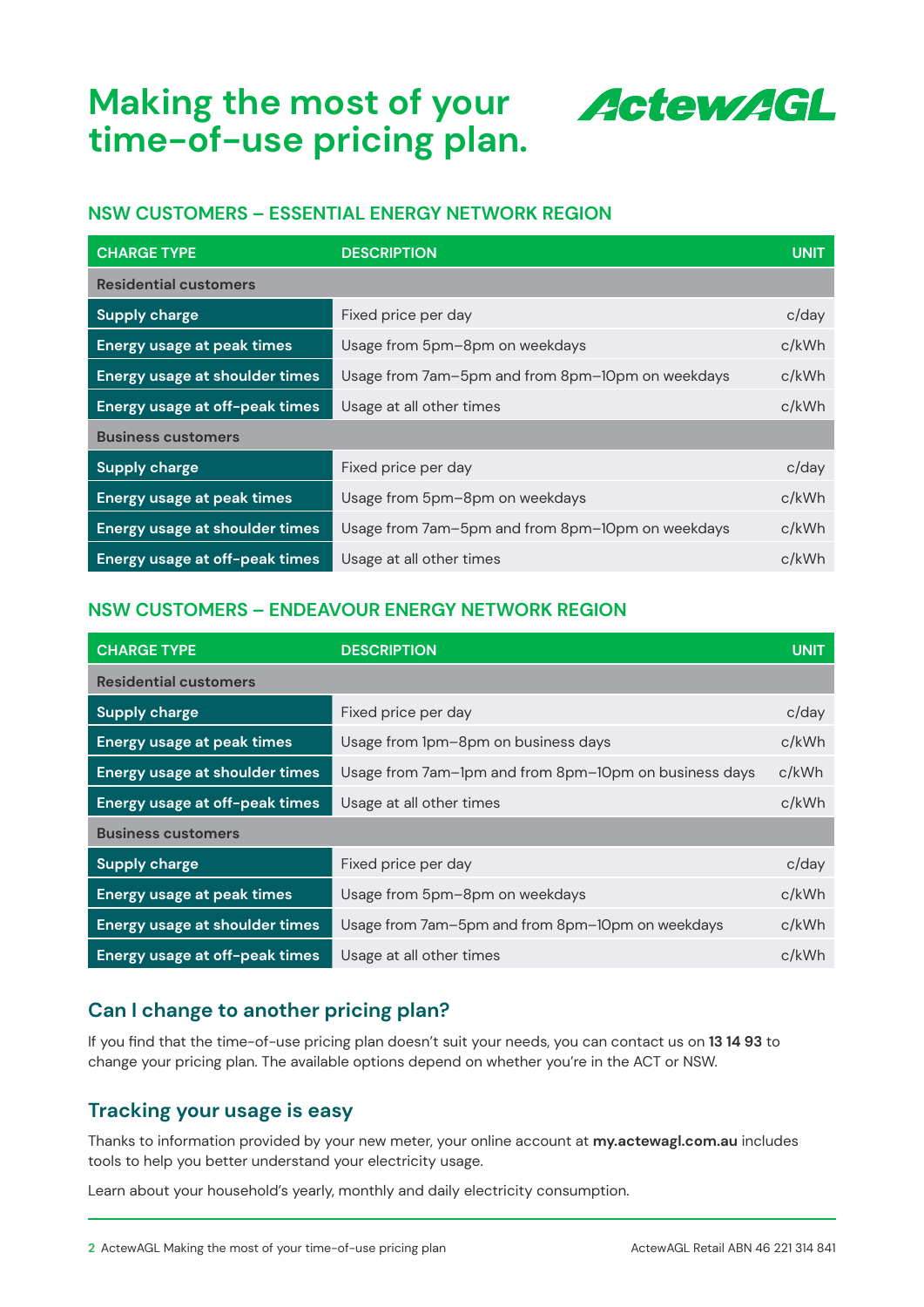# Making the most of your time-of-use pricing plan.

ActewAGL

## NSW CUSTOMERS – ESSENTIAL ENERGY NETWORK REGION

| CHARGE TYPE | DESCRIPTION | UNIT |
|---|---|---|
| **Residential customers** | | |
| **Supply charge** | Fixed price per day | c/day |
| **Energy usage at peak times** | Usage from 5pm–8pm on weekdays | c/kWh |
| **Energy usage at shoulder times** | Usage from 7am–5pm and from 8pm–10pm on weekdays | c/kWh |
| **Energy usage at off-peak times** | Usage at all other times | c/kWh |
| **Business customers** | | |
| **Supply charge** | Fixed price per day | c/day |
| **Energy usage at peak times** | Usage from 5pm–8pm on weekdays | c/kWh |
| **Energy usage at shoulder times** | Usage from 7am–5pm and from 8pm–10pm on weekdays | c/kWh |
| **Energy usage at off-peak times** | Usage at all other times | c/kWh |

## NSW CUSTOMERS – ENDEAVOUR ENERGY NETWORK REGION

| CHARGE TYPE | DESCRIPTION | UNIT |
|---|---|---|
| **Residential customers** | | |
| **Supply charge** | Fixed price per day | c/day |
| **Energy usage at peak times** | Usage from 1pm–8pm on business days | c/kWh |
| **Energy usage at shoulder times** | Usage from 7am–1pm and from 8pm–10pm on business days | c/kWh |
| **Energy usage at off-peak times** | Usage at all other times | c/kWh |
| **Business customers** | | |
| **Supply charge** | Fixed price per day | c/day |
| **Energy usage at peak times** | Usage from 5pm–8pm on weekdays | c/kWh |
| **Energy usage at shoulder times** | Usage from 7am–5pm and from 8pm–10pm on weekdays | c/kWh |
| **Energy usage at off-peak times** | Usage at all other times | c/kWh |

## Can I change to another pricing plan?

If you find that the time-of-use pricing plan doesn't suit your needs, you can contact us on **13 14 93** to change your pricing plan. The available options depend on whether you're in the ACT or NSW.

## Tracking your usage is easy

Thanks to information provided by your new meter, your online account at **my.actewagl.com.au** includes tools to help you better understand your electricity usage.

Learn about your household's yearly, monthly and daily electricity consumption.

ActewAGL Retail ABN 46 221 314 841